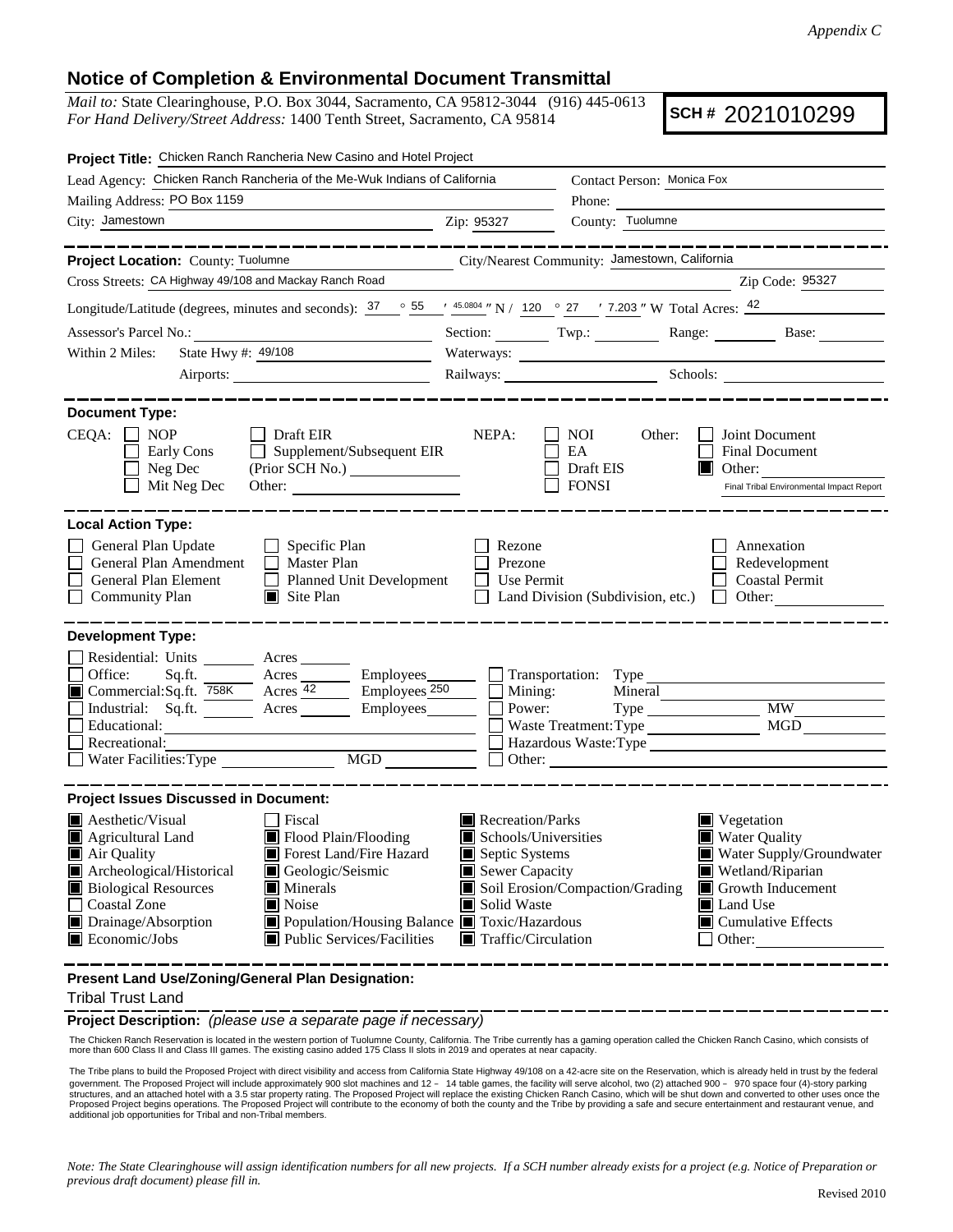*Appendix C*

## Notice of Completion & Environmental Document Transmittal

*Mail to:* State Clearinghouse, P.O. Box 3044, Sacramento, CA 95812-3044 (916) 445-0613
*For Hand Delivery/Street Address:* 1400 Tenth Street, Sacramento, CA 95814

**SCH #** 2021010299

**Project Title:** Chicken Ranch Rancheria New Casino and Hotel Project

Lead Agency: Chicken Ranch Rancheria of the Me-Wuk Indians of California
Contact Person: Monica Fox
Mailing Address: PO Box 1159
Phone:
City: Jamestown
Zip: 95327
County: Tuolumne

---

**Project Location:** County: Tuolumne
City/Nearest Community: Jamestown, California
Cross Streets: CA Highway 49/108 and Mackay Ranch Road
Zip Code: 95327

Longitude/Latitude (degrees, minutes and seconds): 37 ° 55 ′ 45.0804 ″ N / 120 ° 27 ′ 7.203 ″ W Total Acres: 42

Assessor's Parcel No.: Section: Twp.: Range: Base:

Within 2 Miles: State Hwy #: 49/108 Waterways:
Airports: Railways: Schools:

---

**Document Type:**

CEQA:
- [ ] NOP
- [ ] Early Cons
- [ ] Neg Dec
- [ ] Mit Neg Dec
- [ ] Draft EIR
- [ ] Supplement/Subsequent EIR (Prior SCH No.)
- Other:

NEPA:
- [ ] NOI
- [ ] EA
- [ ] Draft EIS
- [ ] FONSI

Other:
- [ ] Joint Document
- [ ] Final Document
- [x] Other: Final Tribal Environmental Impact Report

---

**Local Action Type:**

- [ ] General Plan Update
- [ ] General Plan Amendment
- [ ] General Plan Element
- [ ] Community Plan
- [ ] Specific Plan
- [ ] Master Plan
- [ ] Planned Unit Development
- [x] Site Plan
- [ ] Rezone
- [ ] Prezone
- [ ] Use Permit
- [ ] Land Division (Subdivision, etc.)
- [ ] Annexation
- [ ] Redevelopment
- [ ] Coastal Permit
- [ ] Other:

---

**Development Type:**

- [ ] Residential: Units ____ Acres ____
- [ ] Office: Sq.ft. ____ Acres ____ Employees ____
- [x] Commercial: Sq.ft. 758K Acres 42 Employees 250
- [ ] Industrial: Sq.ft. ____ Acres ____ Employees ____
- [ ] Educational:
- [ ] Recreational:
- [ ] Water Facilities: Type ____ MGD ____
- [ ] Transportation: Type
- [ ] Mining: Mineral
- [ ] Power: Type ____ MW
- [ ] Waste Treatment: Type ____ MGD
- [ ] Hazardous Waste: Type
- [ ] Other:

---

**Project Issues Discussed in Document:**

- [x] Aesthetic/Visual
- [x] Agricultural Land
- [x] Air Quality
- [x] Archeological/Historical
- [x] Biological Resources
- [ ] Coastal Zone
- [x] Drainage/Absorption
- [x] Economic/Jobs
- [ ] Fiscal
- [x] Flood Plain/Flooding
- [x] Forest Land/Fire Hazard
- [x] Geologic/Seismic
- [x] Minerals
- [x] Noise
- [x] Population/Housing Balance
- [x] Public Services/Facilities
- [x] Recreation/Parks
- [x] Schools/Universities
- [x] Septic Systems
- [x] Sewer Capacity
- [x] Soil Erosion/Compaction/Grading
- [x] Solid Waste
- [x] Toxic/Hazardous
- [x] Traffic/Circulation
- [x] Vegetation
- [x] Water Quality
- [x] Water Supply/Groundwater
- [x] Wetland/Riparian
- [x] Growth Inducement
- [x] Land Use
- [x] Cumulative Effects
- [ ] Other:

---

**Present Land Use/Zoning/General Plan Designation:**

Tribal Trust Land

**Project Description:** *(please use a separate page if necessary)*

The Chicken Ranch Reservation is located in the western portion of Tuolumne County, California. The Tribe currently has a gaming operation called the Chicken Ranch Casino, which consists of more than 600 Class II and Class III games. The existing casino added 175 Class II slots in 2019 and operates at near capacity.

The Tribe plans to build the Proposed Project with direct visibility and access from California State Highway 49/108 on a 42-acre site on the Reservation, which is already held in trust by the federal government. The Proposed Project will include approximately 900 slot machines and 12 – 14 table games, the facility will serve alcohol, two (2) attached 900 – 970 space four (4)-story parking structures, and an attached hotel with a 3.5 star property rating. The Proposed Project will replace the existing Chicken Ranch Casino, which will be shut down and converted to other uses once the Proposed Project begins operations. The Proposed Project will contribute to the economy of both the county and the Tribe by providing a safe and secure entertainment and restaurant venue, and additional job opportunities for Tribal and non-Tribal members.

*Note: The State Clearinghouse will assign identification numbers for all new projects. If a SCH number already exists for a project (e.g. Notice of Preparation or previous draft document) please fill in.*

Revised 2010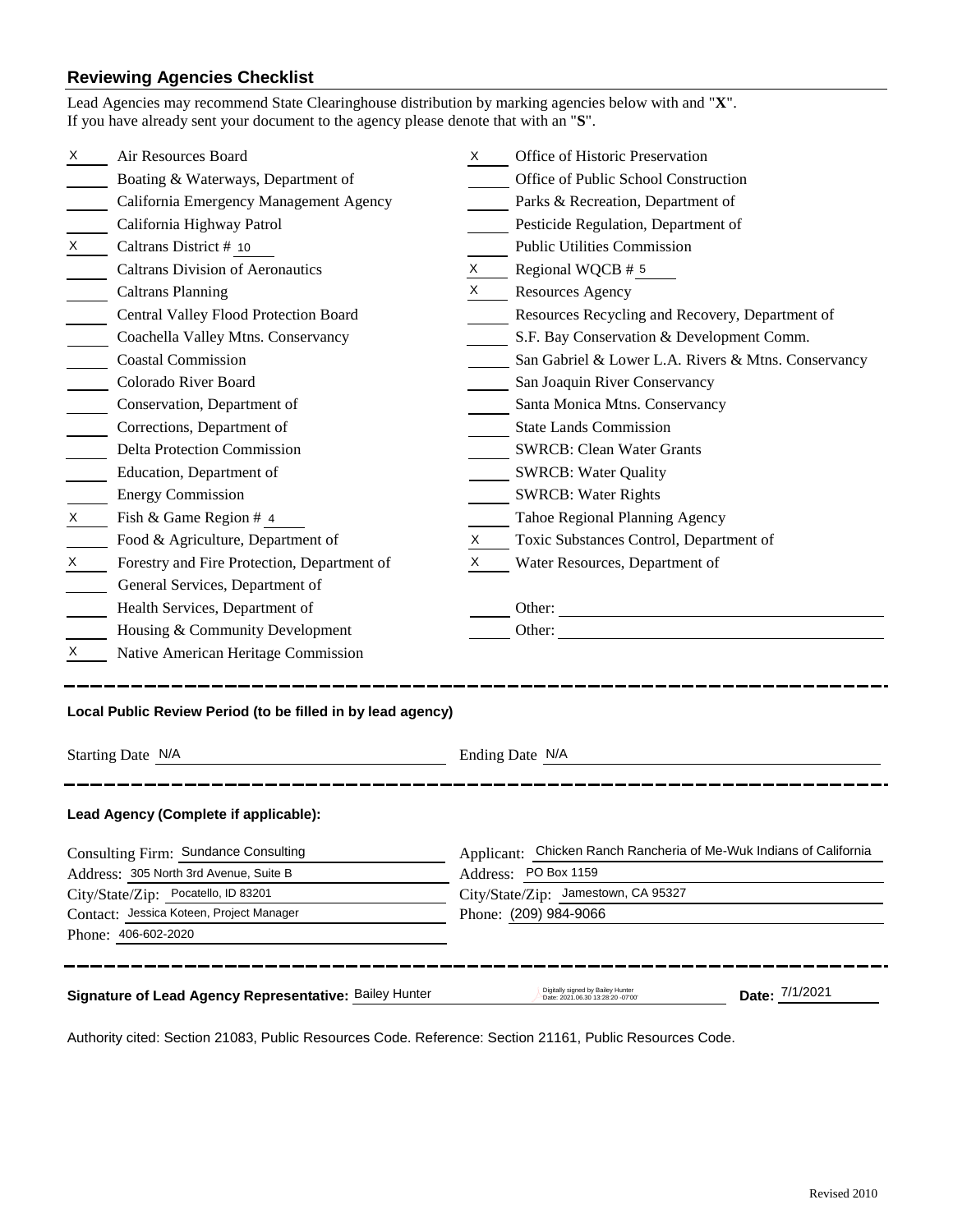## Reviewing Agencies Checklist

Lead Agencies may recommend State Clearinghouse distribution by marking agencies below with and "**X**".
If you have already sent your document to the agency please denote that with an "**S**".

| | | | |
|---|---|---|---|
| X | Air Resources Board | X | Office of Historic Preservation |
| | Boating & Waterways, Department of | | Office of Public School Construction |
| | California Emergency Management Agency | | Parks & Recreation, Department of |
| | California Highway Patrol | | Pesticide Regulation, Department of |
| X | Caltrans District # 10 | | Public Utilities Commission |
| | Caltrans Division of Aeronautics | X | Regional WQCB # 5 |
| | Caltrans Planning | X | Resources Agency |
| | Central Valley Flood Protection Board | | Resources Recycling and Recovery, Department of |
| | Coachella Valley Mtns. Conservancy | | S.F. Bay Conservation & Development Comm. |
| | Coastal Commission | | San Gabriel & Lower L.A. Rivers & Mtns. Conservancy |
| | Colorado River Board | | San Joaquin River Conservancy |
| | Conservation, Department of | | Santa Monica Mtns. Conservancy |
| | Corrections, Department of | | State Lands Commission |
| | Delta Protection Commission | | SWRCB: Clean Water Grants |
| | Education, Department of | | SWRCB: Water Quality |
| | Energy Commission | | SWRCB: Water Rights |
| X | Fish & Game Region # 4 | | Tahoe Regional Planning Agency |
| | Food & Agriculture, Department of | X | Toxic Substances Control, Department of |
| X | Forestry and Fire Protection, Department of | X | Water Resources, Department of |
| | General Services, Department of | | |
| | Health Services, Department of | | Other: |
| | Housing & Community Development | | Other: |
| X | Native American Heritage Commission | | |

---

### Local Public Review Period (to be filled in by lead agency)

Starting Date N/A

Ending Date N/A

---

### Lead Agency (Complete if applicable):

Consulting Firm: Sundance Consulting
Address: 305 North 3rd Avenue, Suite B
City/State/Zip: Pocatello, ID 83201
Contact: Jessica Koteen, Project Manager
Phone: 406-602-2020

Applicant: Chicken Ranch Rancheria of Me-Wuk Indians of California
Address: PO Box 1159
City/State/Zip: Jamestown, CA 95327
Phone: (209) 984-9066

---

**Signature of Lead Agency Representative:** Bailey Hunter

Digitally signed by Bailey Hunter
Date: 2021.06.30 13:28:20 -07'00'

**Date:** 7/1/2021

Authority cited: Section 21083, Public Resources Code. Reference: Section 21161, Public Resources Code.

Revised 2010